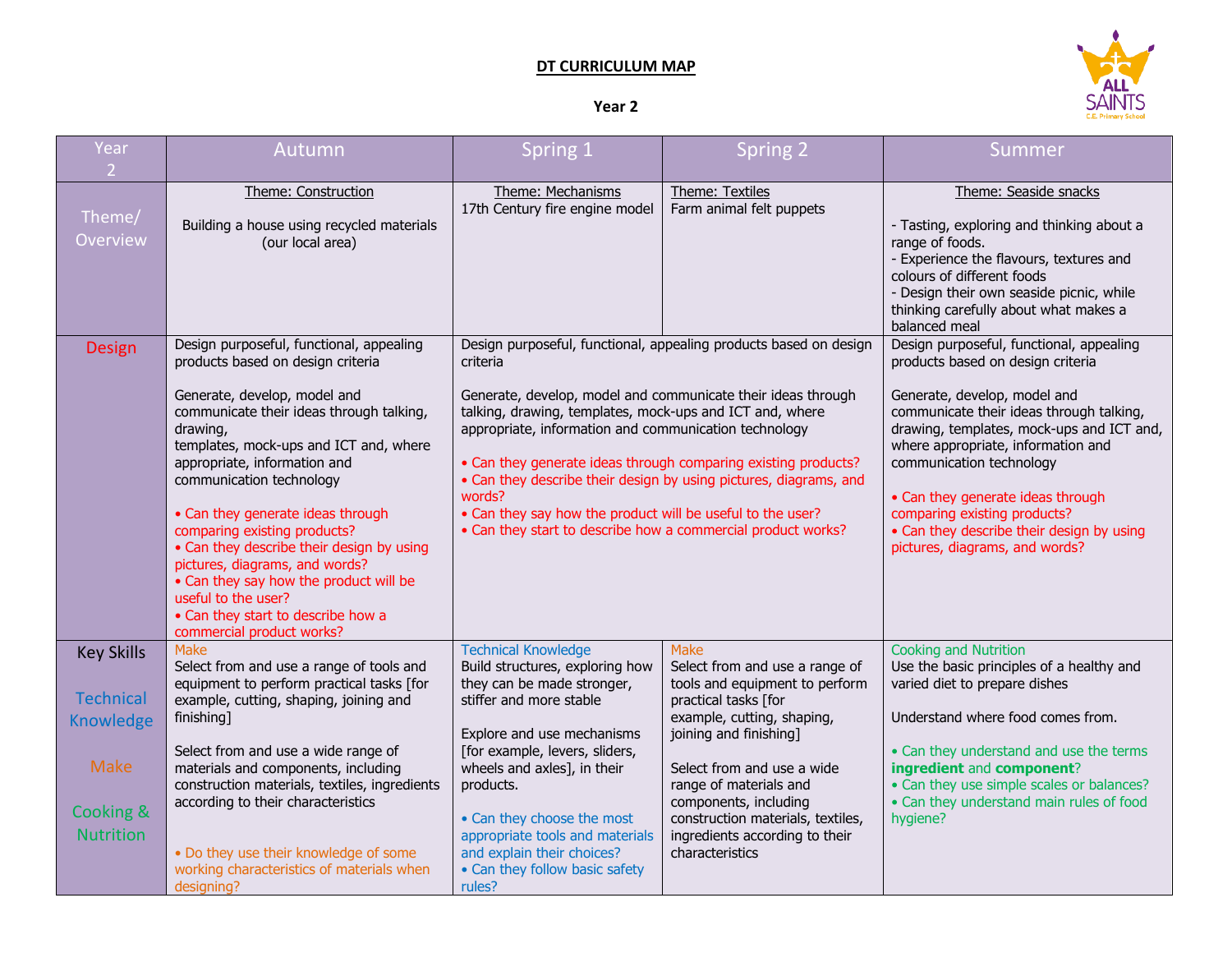# DT CURRICULUM MAP

## Year 2

| Year 2 | Autumn | Spring 1 | Spring 2 | Summer |
|---|---|---|---|---|
| Theme/ Overview | <u>Theme: Construction</u><br><br>Building a house using recycled materials (our local area) | <u>Theme: Mechanisms</u><br>17th Century fire engine model | <u>Theme: Textiles</u><br>Farm animal felt puppets | <u>Theme: Seaside snacks</u><br><br>- Tasting, exploring and thinking about a range of foods.<br>- Experience the flavours, textures and colours of different foods<br>- Design their own seaside picnic, while thinking carefully about what makes a balanced meal |
| Design | Design purposeful, functional, appealing products based on design criteria<br><br>Generate, develop, model and communicate their ideas through talking, drawing, templates, mock-ups and ICT and, where appropriate, information and communication technology<br><br>• Can they generate ideas through comparing existing products?<br>• Can they describe their design by using pictures, diagrams, and words?<br>• Can they say how the product will be useful to the user?<br>• Can they start to describe how a commercial product works? | Design purposeful, functional, appealing products based on design criteria<br><br>Generate, develop, model and communicate their ideas through talking, drawing, templates, mock-ups and ICT and, where appropriate, information and communication technology<br><br>• Can they generate ideas through comparing existing products?<br>• Can they describe their design by using pictures, diagrams, and words?<br>• Can they say how the product will be useful to the user?<br>• Can they start to describe how a commercial product works? | | Design purposeful, functional, appealing products based on design criteria<br><br>Generate, develop, model and communicate their ideas through talking, drawing, templates, mock-ups and ICT and, where appropriate, information and communication technology<br><br>• Can they generate ideas through comparing existing products?<br>• Can they describe their design by using pictures, diagrams, and words? |
| Key Skills<br><br>Technical Knowledge<br><br>Make<br><br>Cooking & Nutrition | Make<br>Select from and use a range of tools and equipment to perform practical tasks [for example, cutting, shaping, joining and finishing]<br><br>Select from and use a wide range of materials and components, including construction materials, textiles, ingredients according to their characteristics<br><br>• Do they use their knowledge of some working characteristics of materials when designing? | Technical Knowledge<br>Build structures, exploring how they can be made stronger, stiffer and more stable<br><br>Explore and use mechanisms [for example, levers, sliders, wheels and axles], in their products.<br><br>• Can they choose the most appropriate tools and materials and explain their choices?<br>• Can they follow basic safety rules? | Make<br>Select from and use a range of tools and equipment to perform practical tasks [for example, cutting, shaping, joining and finishing]<br><br>Select from and use a wide range of materials and components, including construction materials, textiles, ingredients according to their characteristics | Cooking and Nutrition<br>Use the basic principles of a healthy and varied diet to prepare dishes<br><br>Understand where food comes from.<br><br>• Can they understand and use the terms **ingredient** and **component**?<br>• Can they use simple scales or balances?<br>• Can they understand main rules of food hygiene? |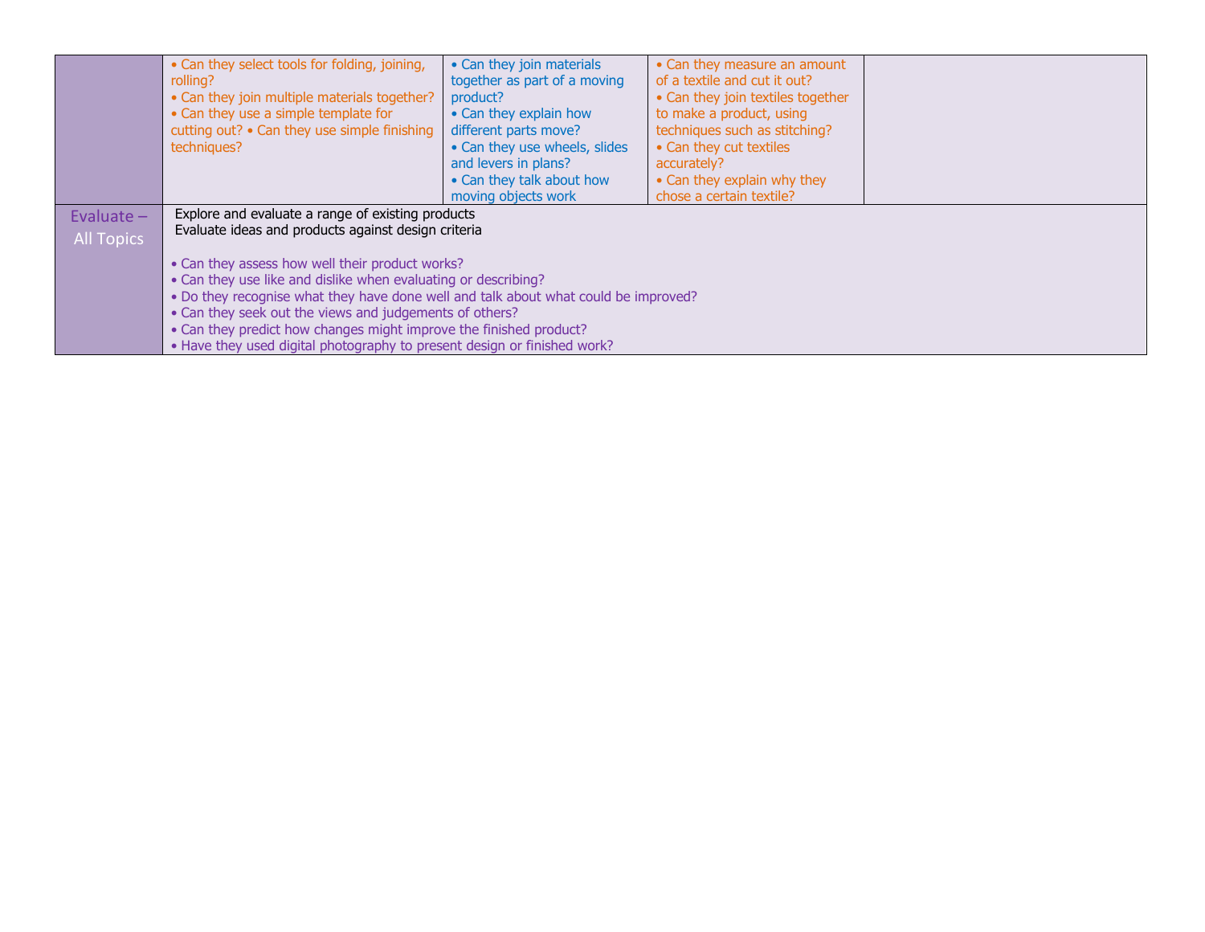| | | | | |
|---|---|---|---|---|
| | • Can they select tools for folding, joining, rolling?<br>• Can they join multiple materials together?<br>• Can they use a simple template for cutting out? • Can they use simple finishing techniques? | • Can they join materials together as part of a moving product?<br>• Can they explain how different parts move?<br>• Can they use wheels, slides and levers in plans?<br>• Can they talk about how moving objects work | • Can they measure an amount of a textile and cut it out?<br>• Can they join textiles together to make a product, using techniques such as stitching?<br>• Can they cut textiles accurately?<br>• Can they explain why they chose a certain textile? | |
| Evaluate – All Topics | Explore and evaluate a range of existing products<br>Evaluate ideas and products against design criteria<br><br>• Can they assess how well their product works?<br>• Can they use like and dislike when evaluating or describing?<br>• Do they recognise what they have done well and talk about what could be improved?<br>• Can they seek out the views and judgements of others?<br>• Can they predict how changes might improve the finished product?<br>• Have they used digital photography to present design or finished work? | | | |